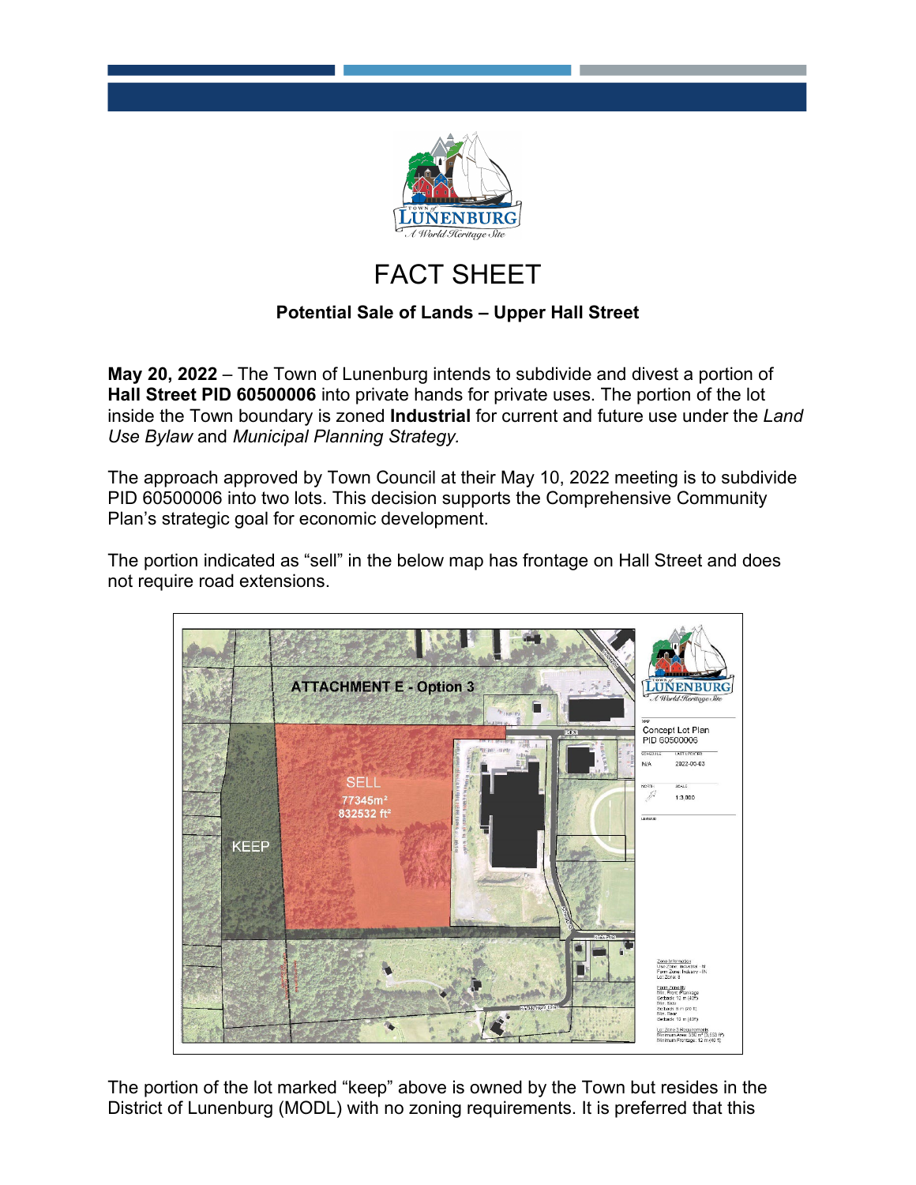# FACT SHEET

**Potential Sale of Lands – Upper Hall Street**

**May 20, 2022** – The Town of Lunenburg intends to subdivide and divest a portion of **Hall Street PID 60500006** into private hands for private uses. The portion of the lot inside the Town boundary is zoned **Industrial** for current and future use under the *Land Use Bylaw* and *Municipal Planning Strategy.*

The approach approved by Town Council at their May 10, 2022 meeting is to subdivide PID 60500006 into two lots. This decision supports the Comprehensive Community Plan's strategic goal for economic development.

The portion indicated as "sell" in the below map has frontage on Hall Street and does not require road extensions.

The portion of the lot marked "keep" above is owned by the Town but resides in the District of Lunenburg (MODL) with no zoning requirements. It is preferred that this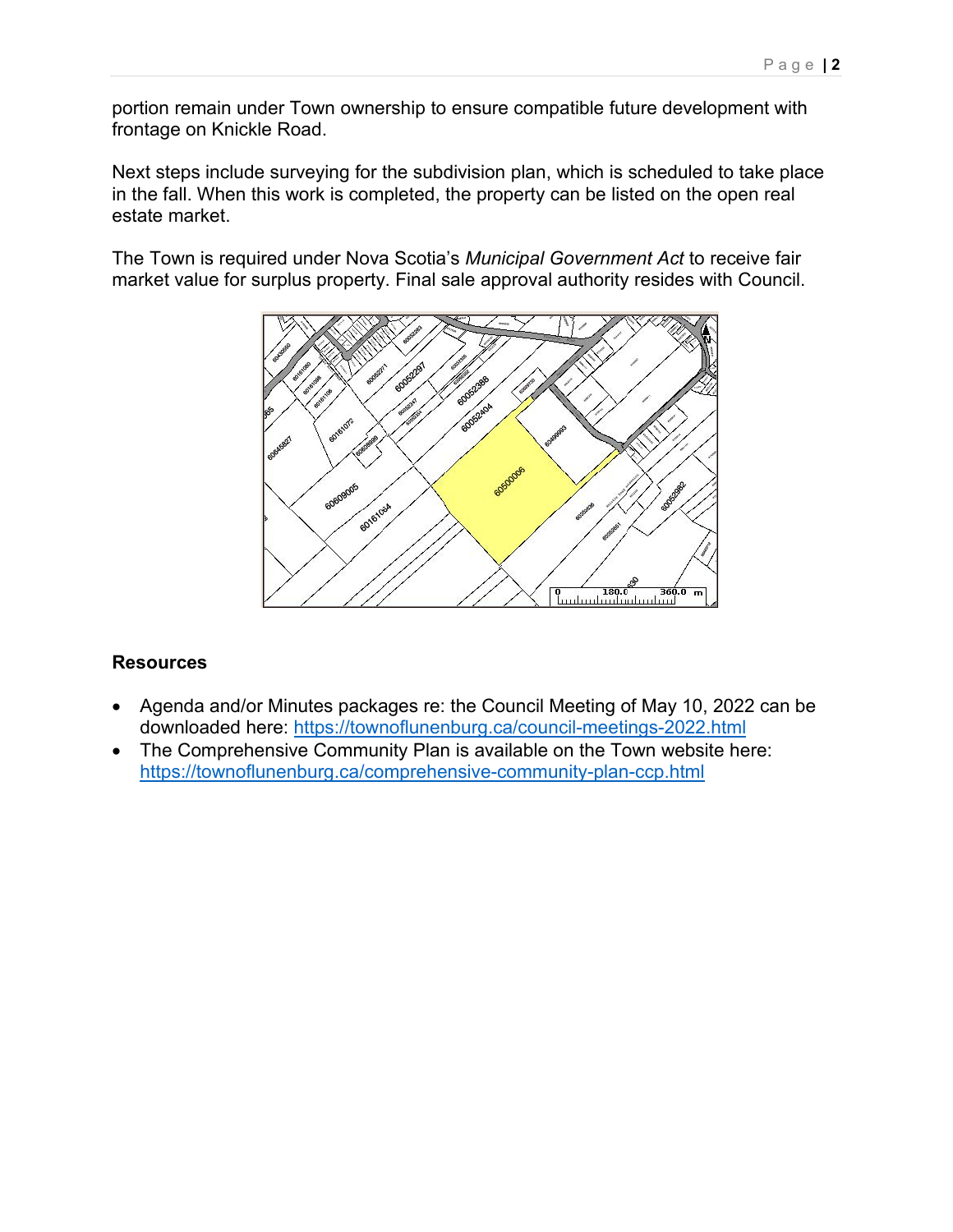portion remain under Town ownership to ensure compatible future development with frontage on Knickle Road.

Next steps include surveying for the subdivision plan, which is scheduled to take place in the fall. When this work is completed, the property can be listed on the open real estate market.

The Town is required under Nova Scotia's *Municipal Government Act* to receive fair market value for surplus property. Final sale approval authority resides with Council.

### Resources

- Agenda and/or Minutes packages re: the Council Meeting of May 10, 2022 can be downloaded here: https://townoflunenburg.ca/council-meetings-2022.html
- The Comprehensive Community Plan is available on the Town website here: https://townoflunenburg.ca/comprehensive-community-plan-ccp.html